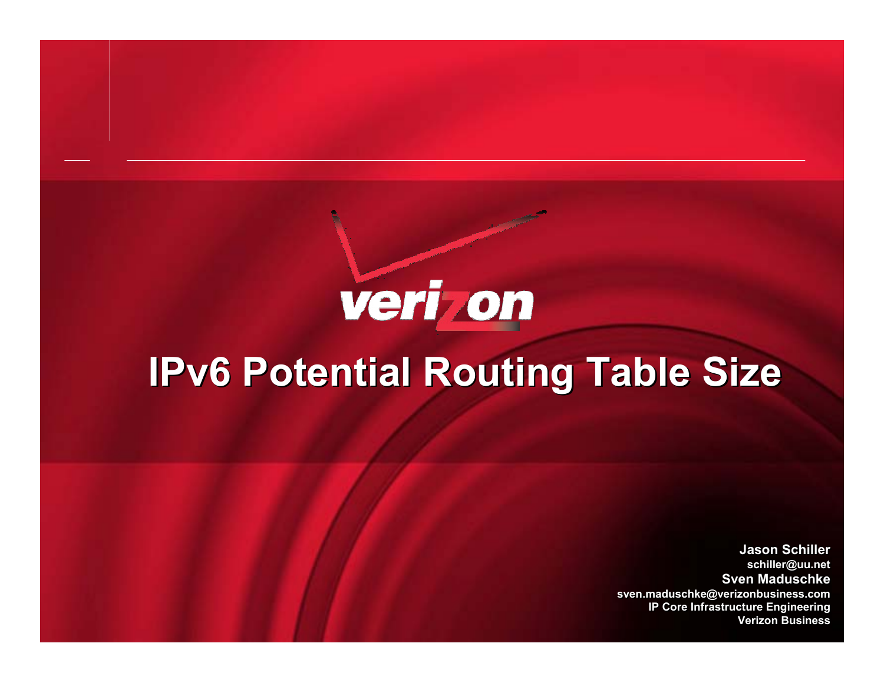verizon

# IPv6 Potential Routing Table Size

**Jason Schiller**
schiller@uu.net
**Sven Maduschke**
sven.maduschke@verizonbusiness.com
IP Core Infrastructure Engineering
Verizon Business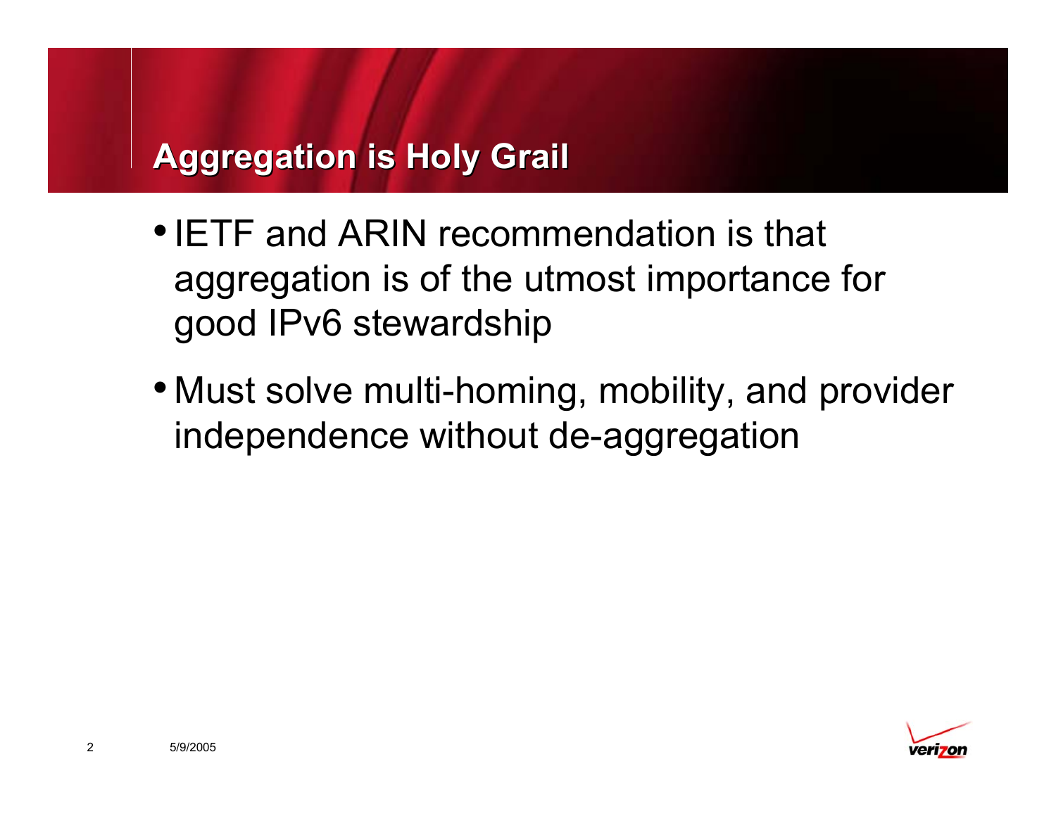# Aggregation is Holy Grail

- IETF and ARIN recommendation is that aggregation is of the utmost importance for good IPv6 stewardship
- Must solve multi-homing, mobility, and provider independence without de-aggregation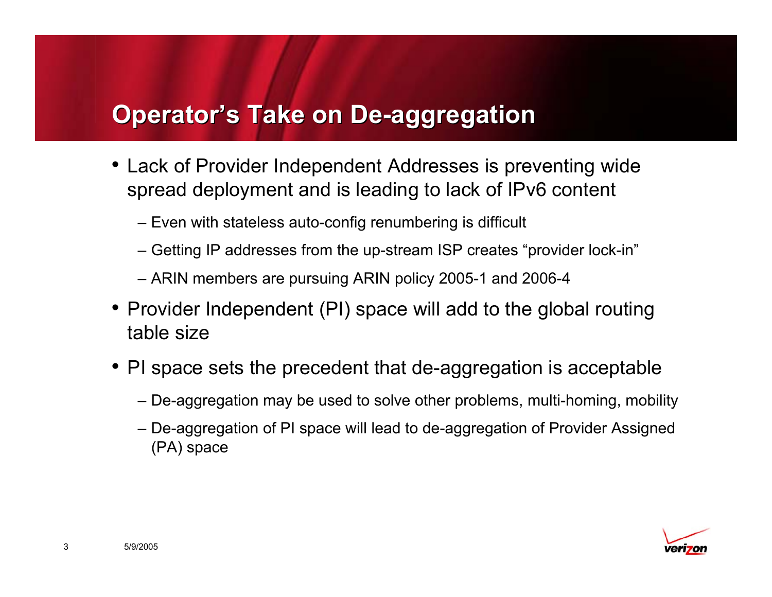# Operator's Take on De-aggregation

- Lack of Provider Independent Addresses is preventing wide spread deployment and is leading to lack of IPv6 content
  - Even with stateless auto-config renumbering is difficult
  - Getting IP addresses from the up-stream ISP creates "provider lock-in"
  - ARIN members are pursuing ARIN policy 2005-1 and 2006-4
- Provider Independent (PI) space will add to the global routing table size
- PI space sets the precedent that de-aggregation is acceptable
  - De-aggregation may be used to solve other problems, multi-homing, mobility
  - De-aggregation of PI space will lead to de-aggregation of Provider Assigned (PA) space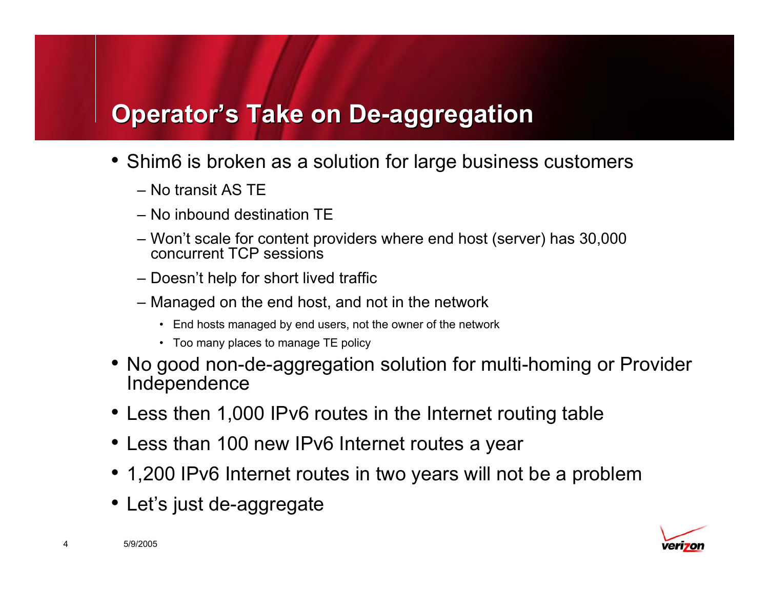# Operator's Take on De-aggregation

- Shim6 is broken as a solution for large business customers
  - No transit AS TE
  - No inbound destination TE
  - Won't scale for content providers where end host (server) has 30,000 concurrent TCP sessions
  - Doesn't help for short lived traffic
  - Managed on the end host, and not in the network
    - End hosts managed by end users, not the owner of the network
    - Too many places to manage TE policy
- No good non-de-aggregation solution for multi-homing or Provider Independence
- Less then 1,000 IPv6 routes in the Internet routing table
- Less than 100 new IPv6 Internet routes a year
- 1,200 IPv6 Internet routes in two years will not be a problem
- Let's just de-aggregate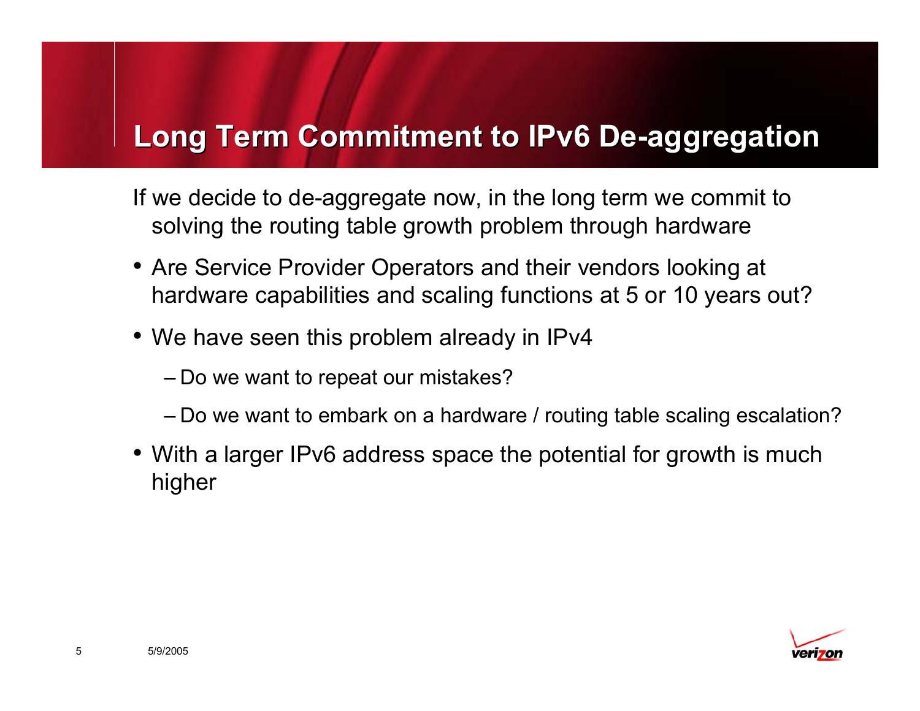# Long Term Commitment to IPv6 De-aggregation

If we decide to de-aggregate now, in the long term we commit to solving the routing table growth problem through hardware

- Are Service Provider Operators and their vendors looking at hardware capabilities and scaling functions at 5 or 10 years out?
- We have seen this problem already in IPv4
  - Do we want to repeat our mistakes?
  - Do we want to embark on a hardware / routing table scaling escalation?
- With a larger IPv6 address space the potential for growth is much higher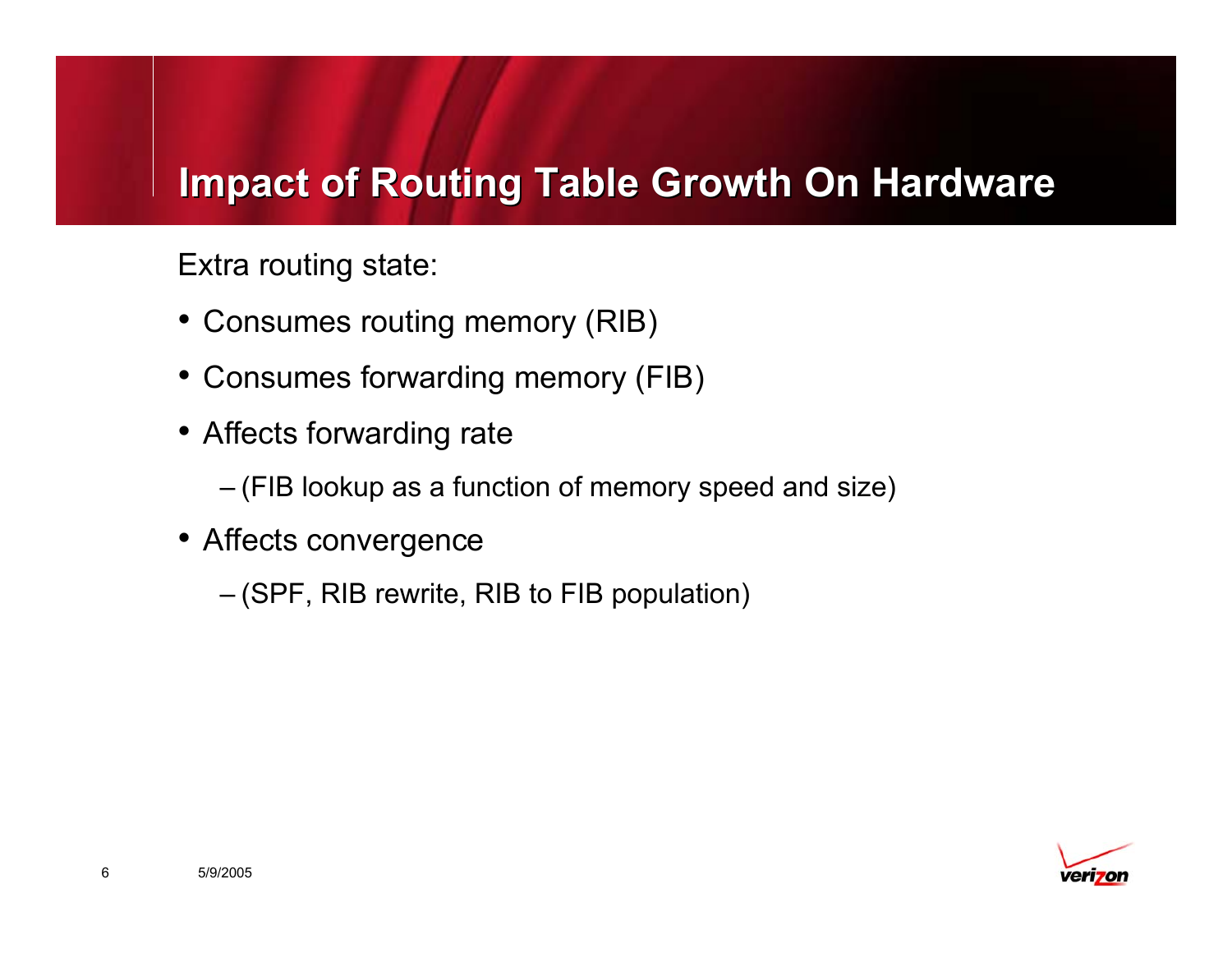# Impact of Routing Table Growth On Hardware

Extra routing state:

- Consumes routing memory (RIB)
- Consumes forwarding memory (FIB)
- Affects forwarding rate
  - (FIB lookup as a function of memory speed and size)
- Affects convergence
  - (SPF, RIB rewrite, RIB to FIB population)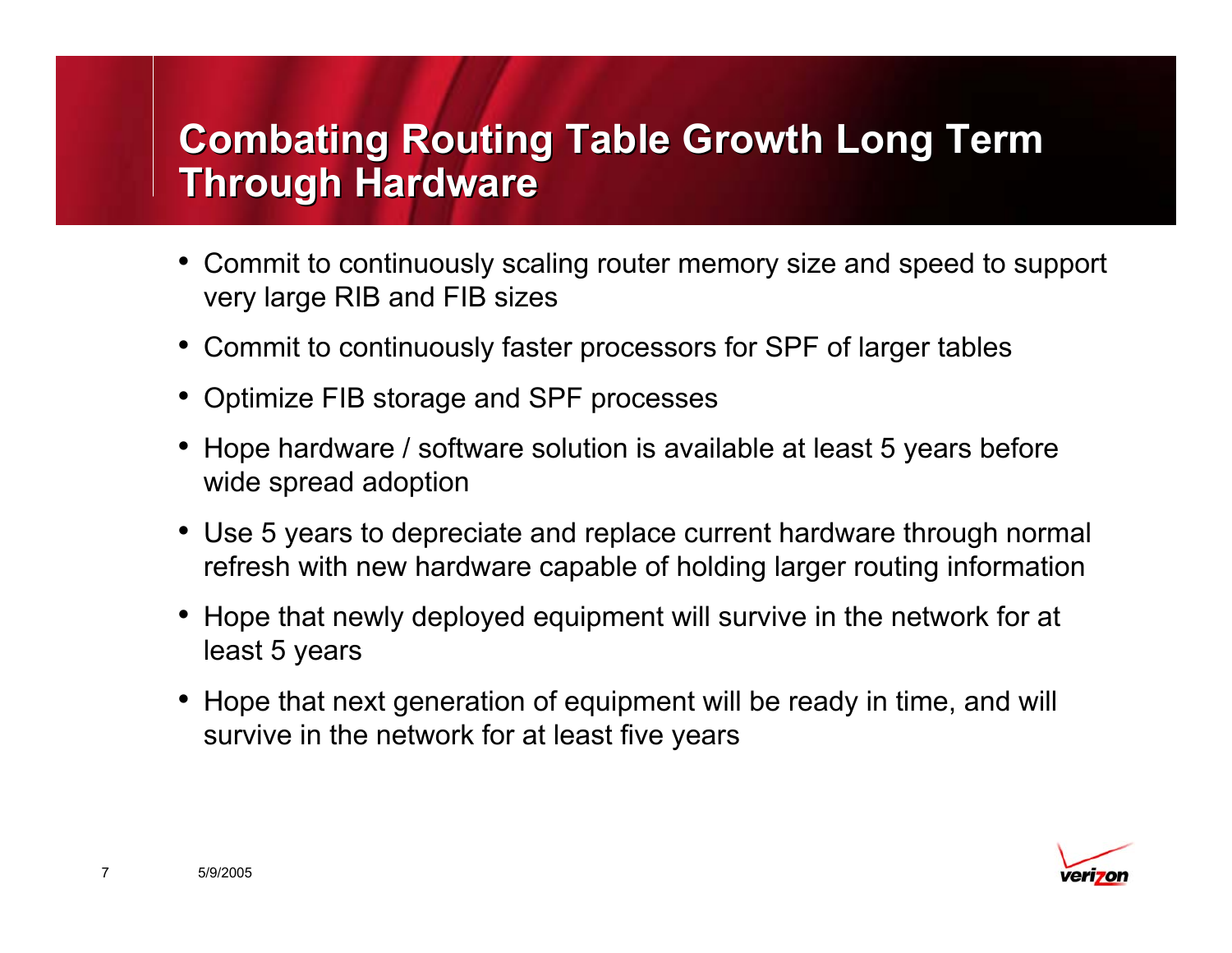# Combating Routing Table Growth Long Term Through Hardware

- Commit to continuously scaling router memory size and speed to support very large RIB and FIB sizes
- Commit to continuously faster processors for SPF of larger tables
- Optimize FIB storage and SPF processes
- Hope hardware / software solution is available at least 5 years before wide spread adoption
- Use 5 years to depreciate and replace current hardware through normal refresh with new hardware capable of holding larger routing information
- Hope that newly deployed equipment will survive in the network for at least 5 years
- Hope that next generation of equipment will be ready in time, and will survive in the network for at least five years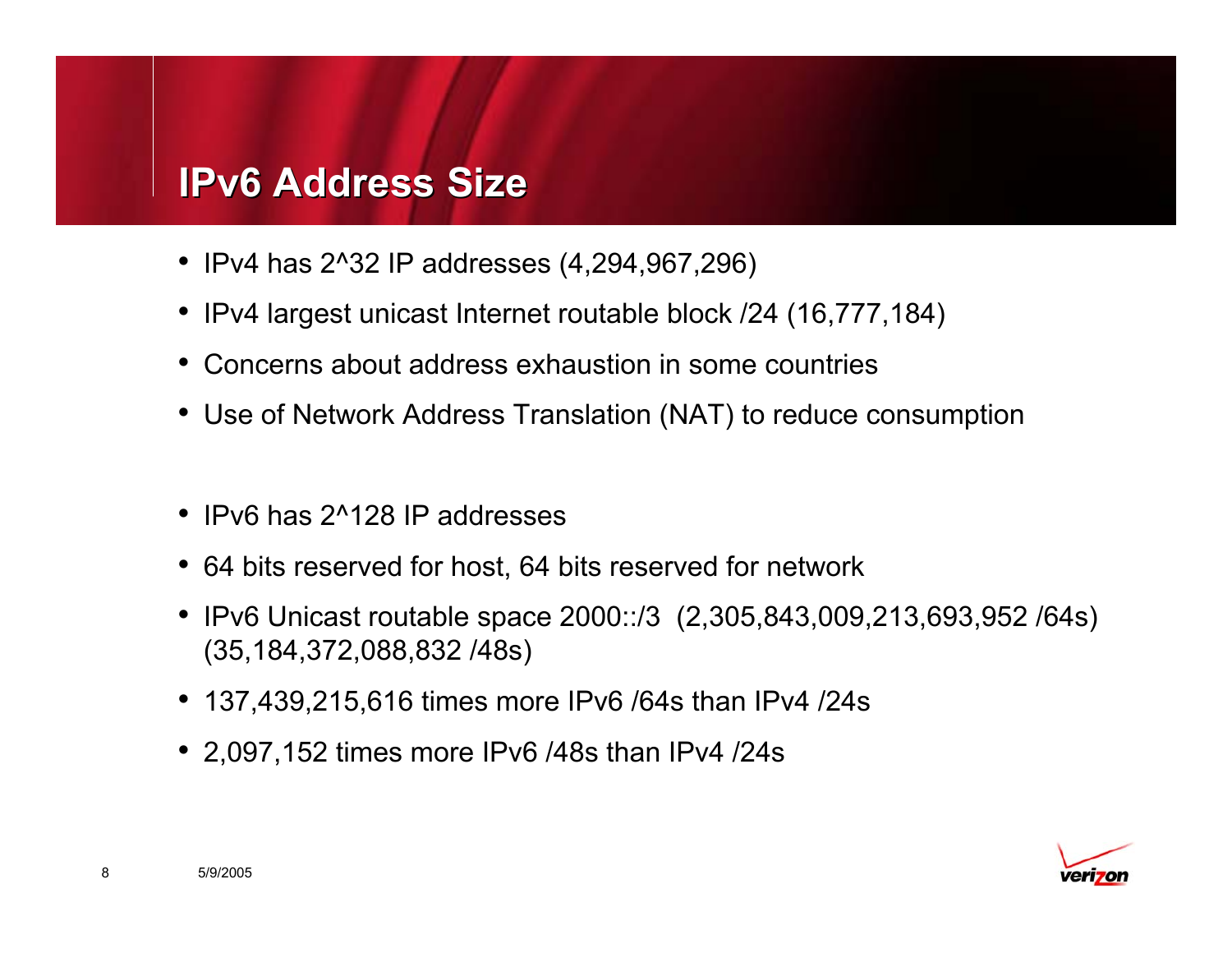# IPv6 Address Size

- IPv4 has 2^32 IP addresses (4,294,967,296)
- IPv4 largest unicast Internet routable block /24 (16,777,184)
- Concerns about address exhaustion in some countries
- Use of Network Address Translation (NAT) to reduce consumption

- IPv6 has 2^128 IP addresses
- 64 bits reserved for host, 64 bits reserved for network
- IPv6 Unicast routable space 2000::/3 (2,305,843,009,213,693,952 /64s) (35,184,372,088,832 /48s)
- 137,439,215,616 times more IPv6 /64s than IPv4 /24s
- 2,097,152 times more IPv6 /48s than IPv4 /24s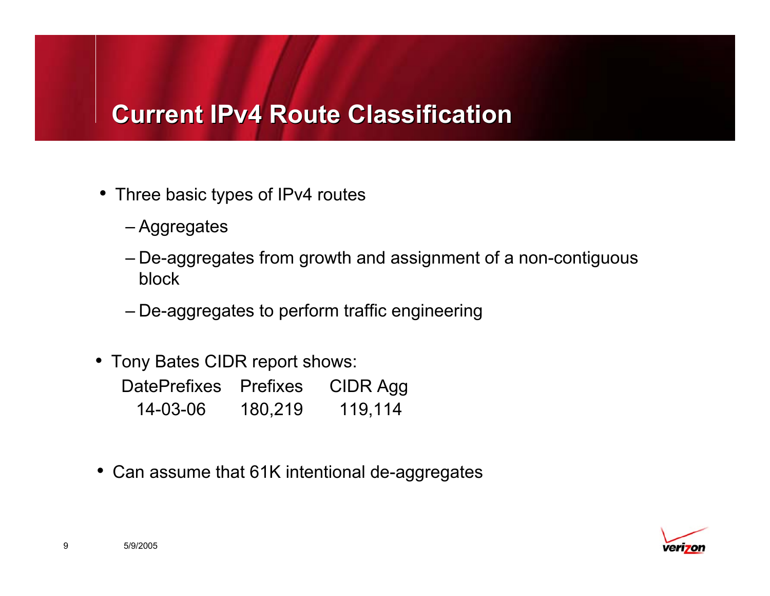# Current IPv4 Route Classification

- Three basic types of IPv4 routes
  - Aggregates
  - De-aggregates from growth and assignment of a non-contiguous block
  - De-aggregates to perform traffic engineering

- Tony Bates CIDR report shows:

| DatePrefixes | Prefixes | CIDR Agg |
| --- | --- | --- |
| 14-03-06 | 180,219 | 119,114 |

- Can assume that 61K intentional de-aggregates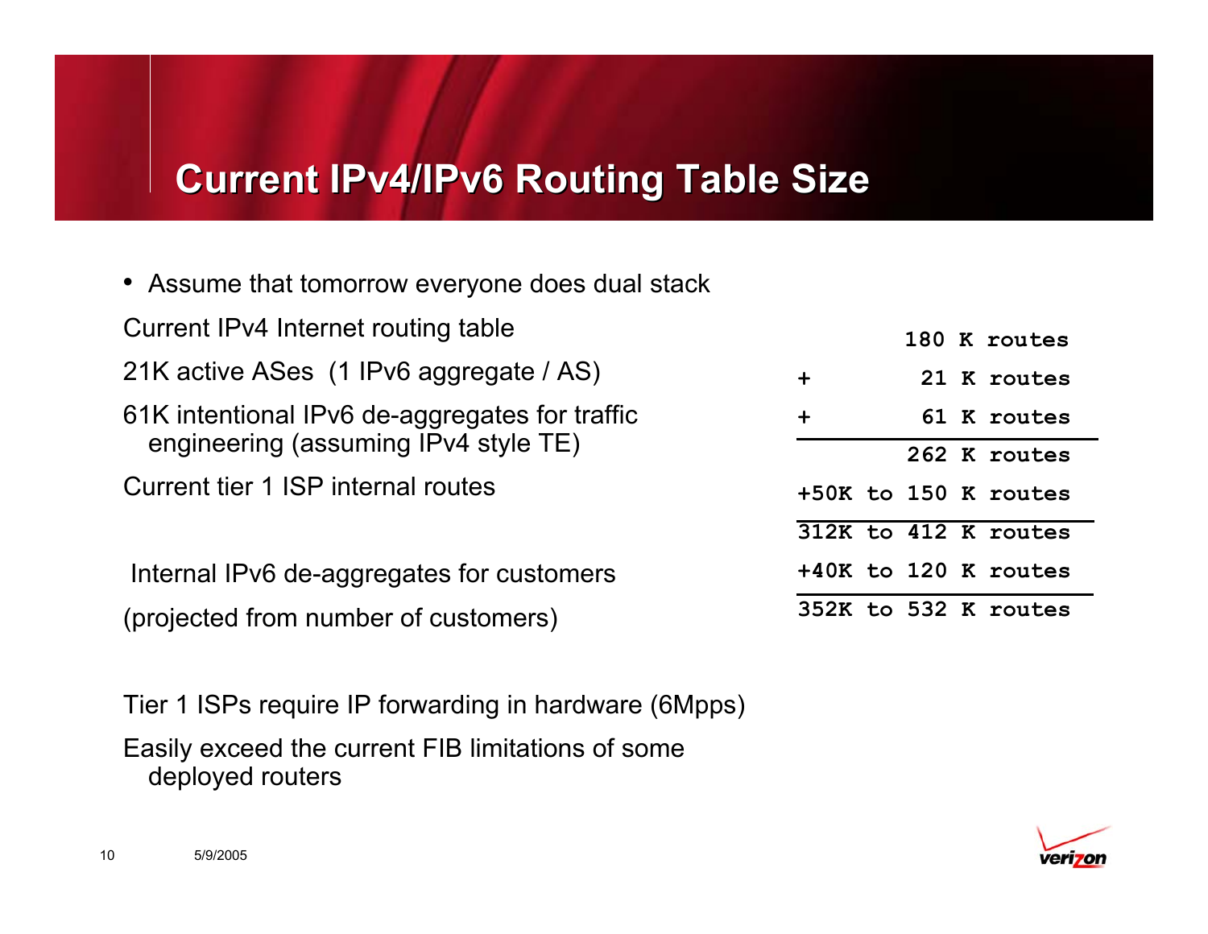# Current IPv4/IPv6 Routing Table Size

- Assume that tomorrow everyone does dual stack

| | |
|---|---|
| Current IPv4 Internet routing table | 180 K routes |
| 21K active ASes (1 IPv6 aggregate / AS) | + 21 K routes |
| 61K intentional IPv6 de-aggregates for traffic engineering (assuming IPv4 style TE) | + 61 K routes |
| | 262 K routes |
| Current tier 1 ISP internal routes | +50K to 150 K routes |
| | 312K to 412 K routes |
| Internal IPv6 de-aggregates for customers (projected from number of customers) | +40K to 120 K routes |
| | 352K to 532 K routes |

Tier 1 ISPs require IP forwarding in hardware (6Mpps)

Easily exceed the current FIB limitations of some deployed routers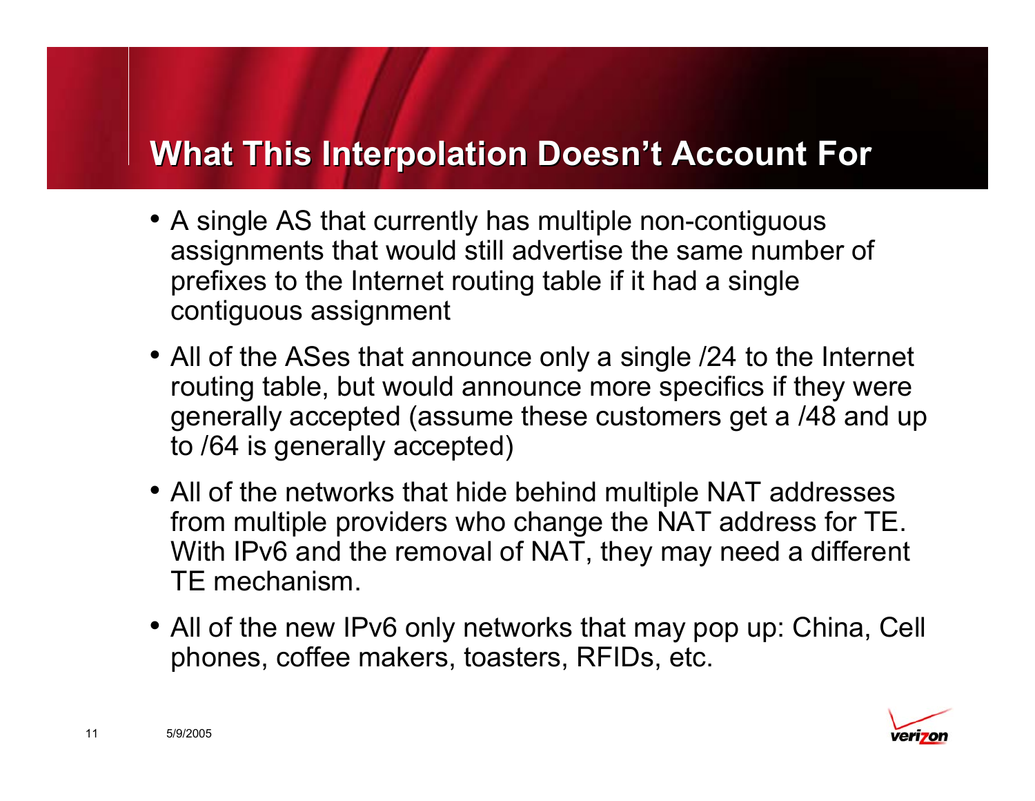# What This Interpolation Doesn't Account For

- A single AS that currently has multiple non-contiguous assignments that would still advertise the same number of prefixes to the Internet routing table if it had a single contiguous assignment
- All of the ASes that announce only a single /24 to the Internet routing table, but would announce more specifics if they were generally accepted (assume these customers get a /48 and up to /64 is generally accepted)
- All of the networks that hide behind multiple NAT addresses from multiple providers who change the NAT address for TE. With IPv6 and the removal of NAT, they may need a different TE mechanism.
- All of the new IPv6 only networks that may pop up: China, Cell phones, coffee makers, toasters, RFIDs, etc.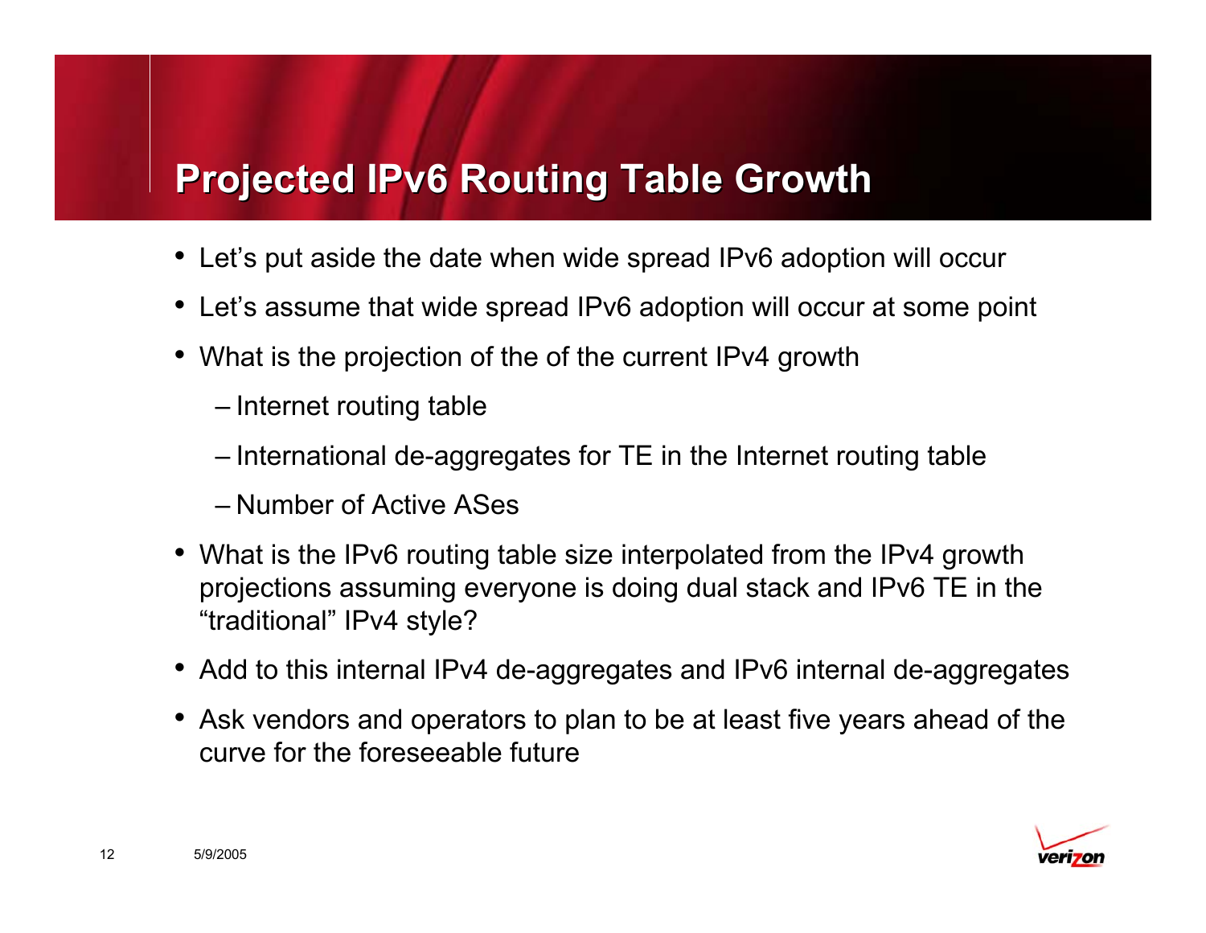# Projected IPv6 Routing Table Growth

- Let's put aside the date when wide spread IPv6 adoption will occur
- Let's assume that wide spread IPv6 adoption will occur at some point
- What is the projection of the of the current IPv4 growth
  - Internet routing table
  - International de-aggregates for TE in the Internet routing table
  - Number of Active ASes
- What is the IPv6 routing table size interpolated from the IPv4 growth projections assuming everyone is doing dual stack and IPv6 TE in the "traditional" IPv4 style?
- Add to this internal IPv4 de-aggregates and IPv6 internal de-aggregates
- Ask vendors and operators to plan to be at least five years ahead of the curve for the foreseeable future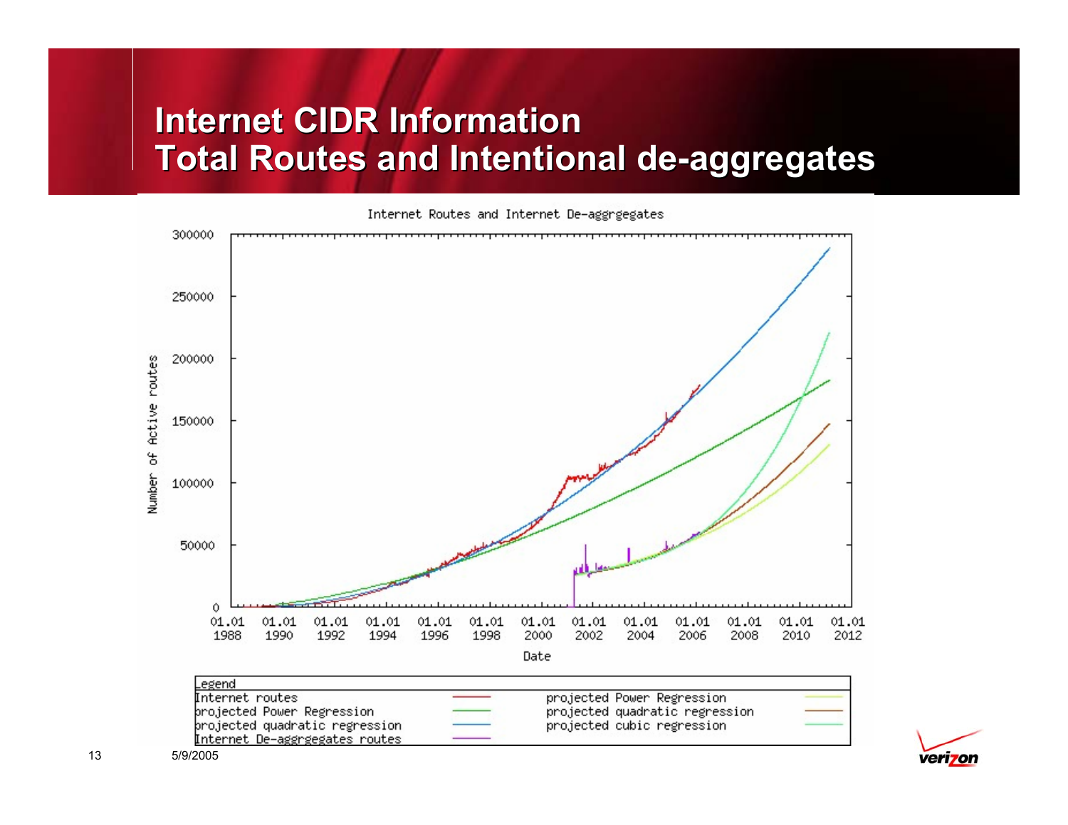# Internet CIDR Information
## Total Routes and Intentional de-aggregates

Internet Routes and Internet De-aggrgegates

Number of Active routes

Date

| Legend | | | |
|---|---|---|---|
| Internet routes | red | projected Power Regression | yellow |
| projected Power Regression | green | projected quadratic regression | brown |
| projected quadratic regression | blue | projected cubic regression | light green |
| Internet De-aggrgegates routes | purple | | |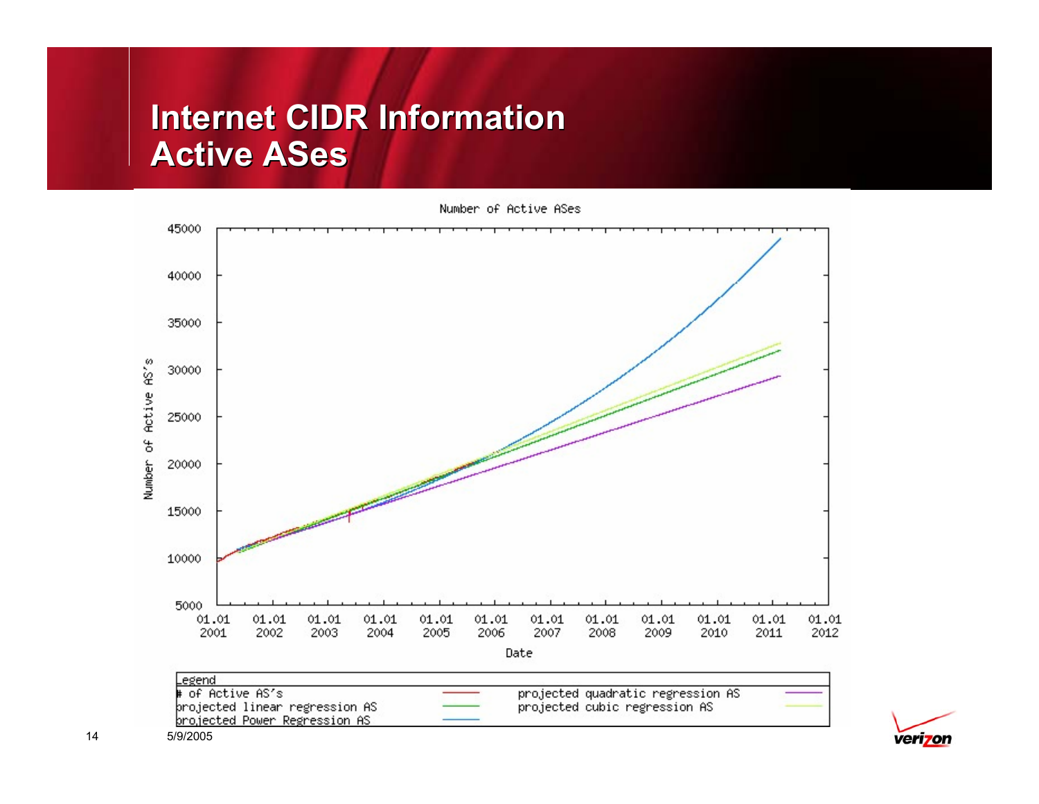# Internet CIDR Information
# Active ASes

Number of Active ASes

Number of Active AS's

Date

| Legend | | | |
|---|---|---|---|
| # of Active AS's | red | projected quadratic regression AS | purple |
| projected linear regression AS | green | projected cubic regression AS | light green |
| projected Power Regression AS | blue | | |

5/9/2005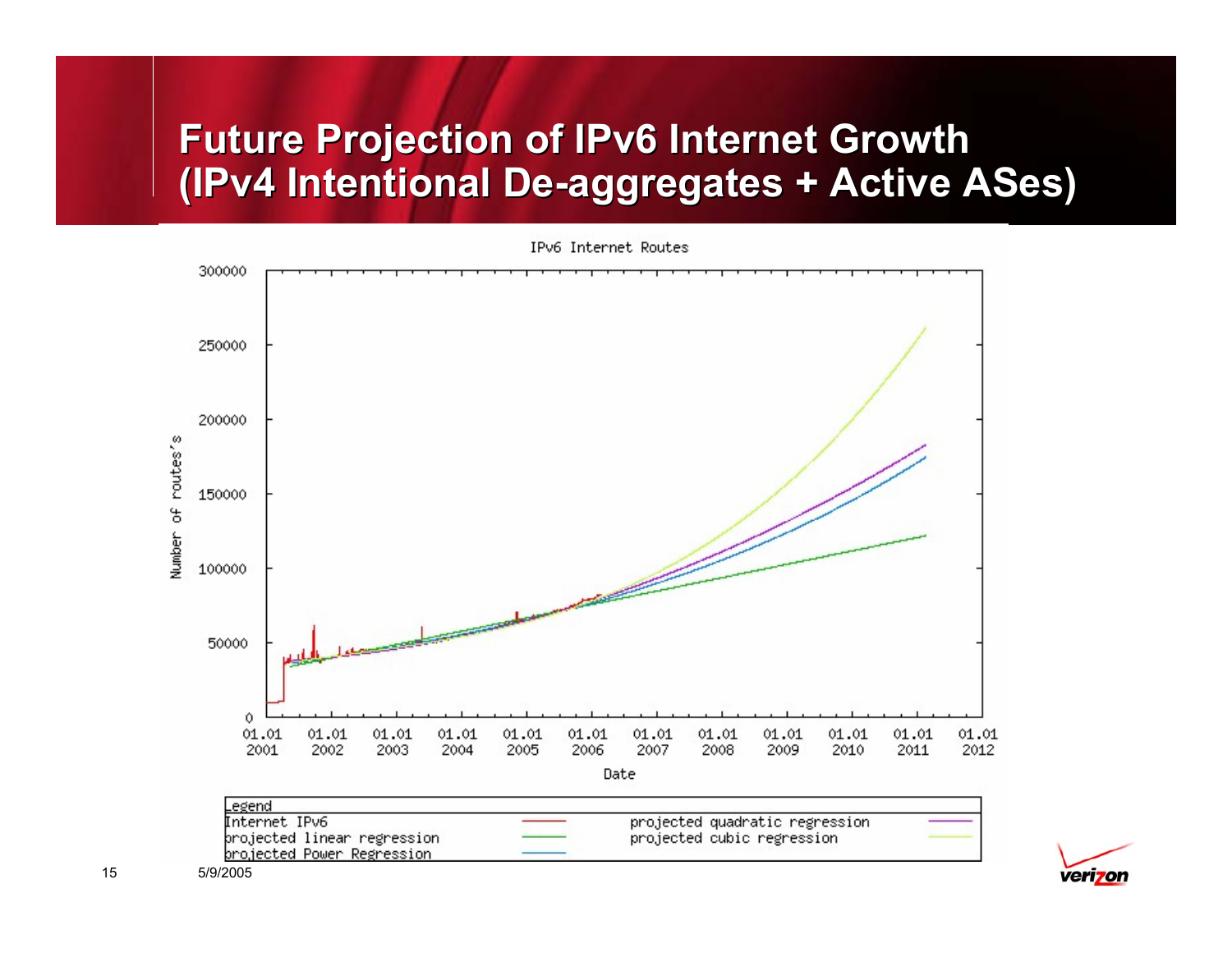# Future Projection of IPv6 Internet Growth (IPv4 Intentional De-aggregates + Active ASes)

IPv6 Internet Routes

Number of routes's

300000
250000
200000
150000
100000
50000
0

01.01 2001 | 01.01 2002 | 01.01 2003 | 01.01 2004 | 01.01 2005 | 01.01 2006 | 01.01 2007 | 01.01 2008 | 01.01 2009 | 01.01 2010 | 01.01 2011 | 01.01 2012

Date

| Legend | | | |
|---|---|---|---|
| Internet IPv6 | red | projected quadratic regression | purple |
| projected linear regression | green | projected cubic regression | yellow-green |
| projected Power Regression | blue | | |

5/9/2005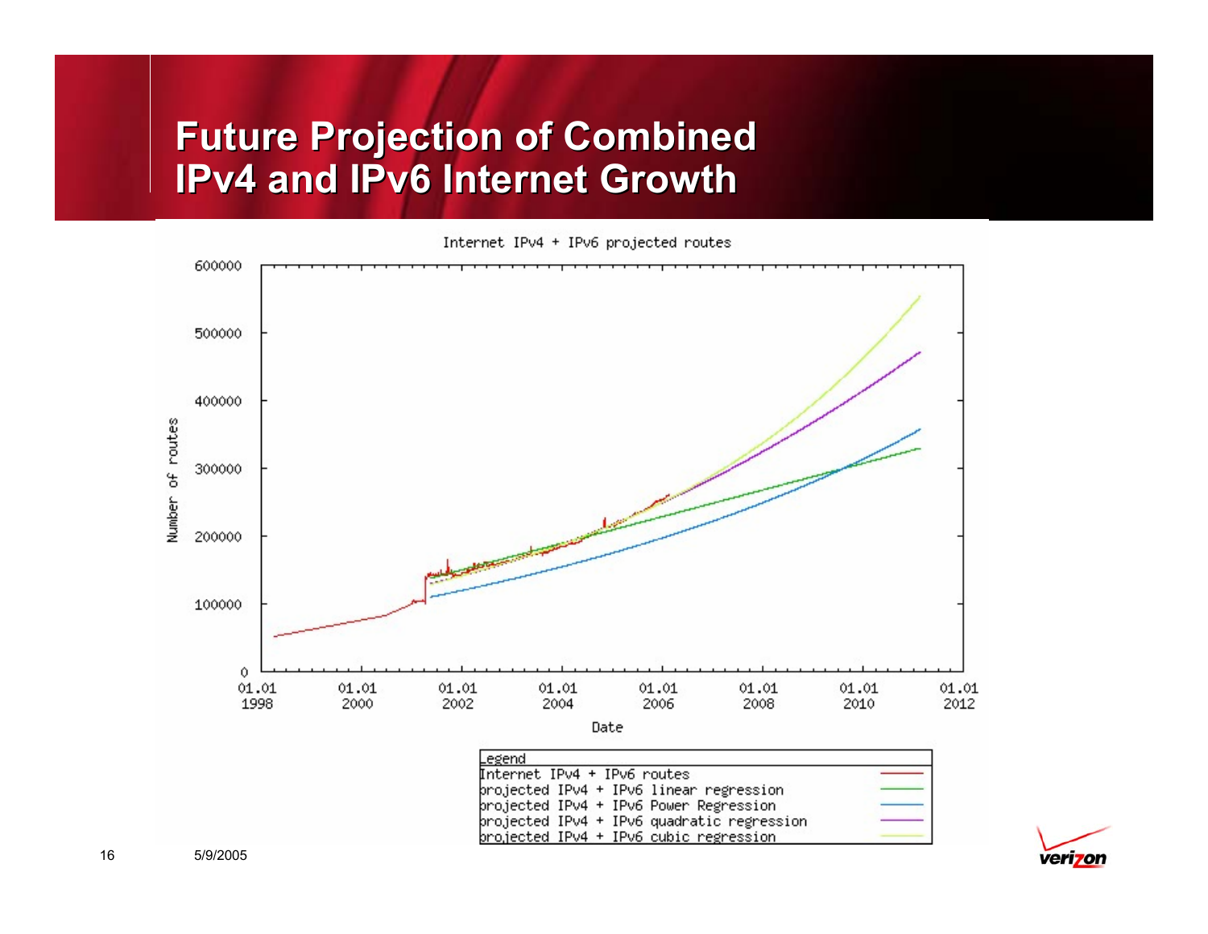# Future Projection of Combined IPv4 and IPv6 Internet Growth

Internet IPv4 + IPv6 projected routes

| Legend | |
|---|---|
| Internet IPv4 + IPv6 routes | red |
| projected IPv4 + IPv6 linear regression | green |
| projected IPv4 + IPv6 Power Regression | blue |
| projected IPv4 + IPv6 quadratic regression | purple |
| projected IPv4 + IPv6 cubic regression | yellow |

Number of routes (0 – 600000) vs. Date (01.01 1998 – 01.01 2012)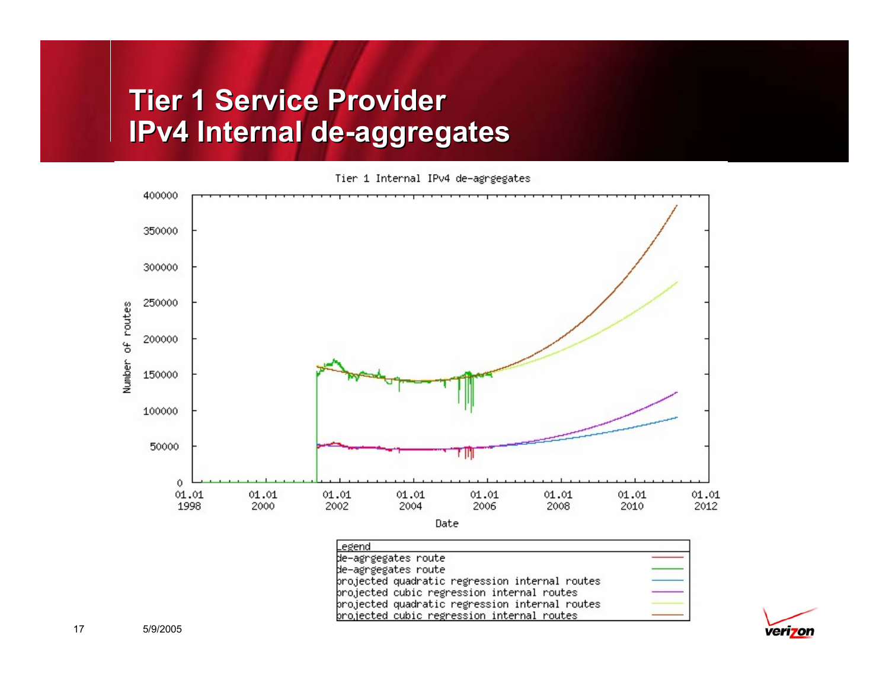# Tier 1 Service Provider IPv4 Internal de-aggregates

Tier 1 Internal IPv4 de-agrgegates

Legend

- de-agrgegates route
- de-agrgegates route
- projected quadratic regression internal routes
- projected cubic regression internal routes
- projected quadratic regression internal routes
- projected cubic regression internal routes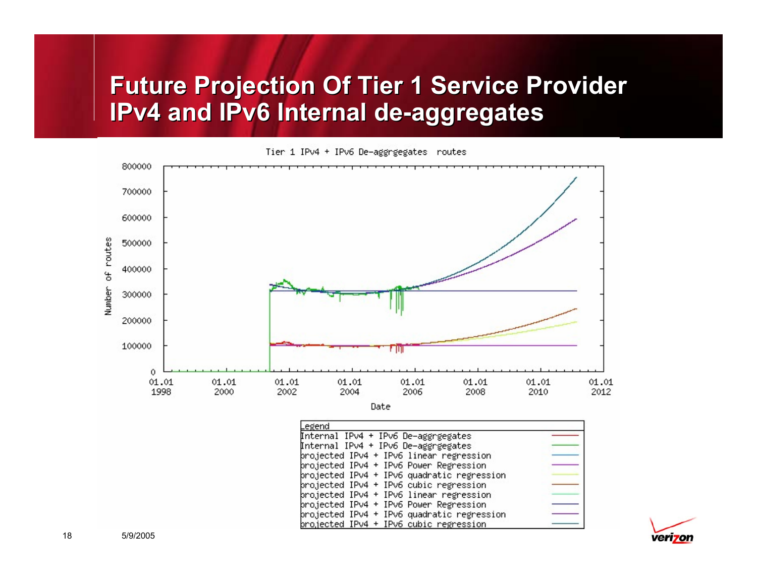# Future Projection Of Tier 1 Service Provider IPv4 and IPv6 Internal de-aggregates

Tier 1 IPv4 + IPv6 De-aggrgegates routes

Legend

- Internal IPv4 + IPv6 De-aggrgegates
- Internal IPv4 + IPv6 De-aggrgegates
- projected IPv4 + IPv6 linear regression
- projected IPv4 + IPv6 Power Regression
- projected IPv4 + IPv6 quadratic regression
- projected IPv4 + IPv6 cubic regression
- projected IPv4 + IPv6 linear regression
- projected IPv4 + IPv6 Power Regression
- projected IPv4 + IPv6 quadratic regression
- projected IPv4 + IPv6 cubic regression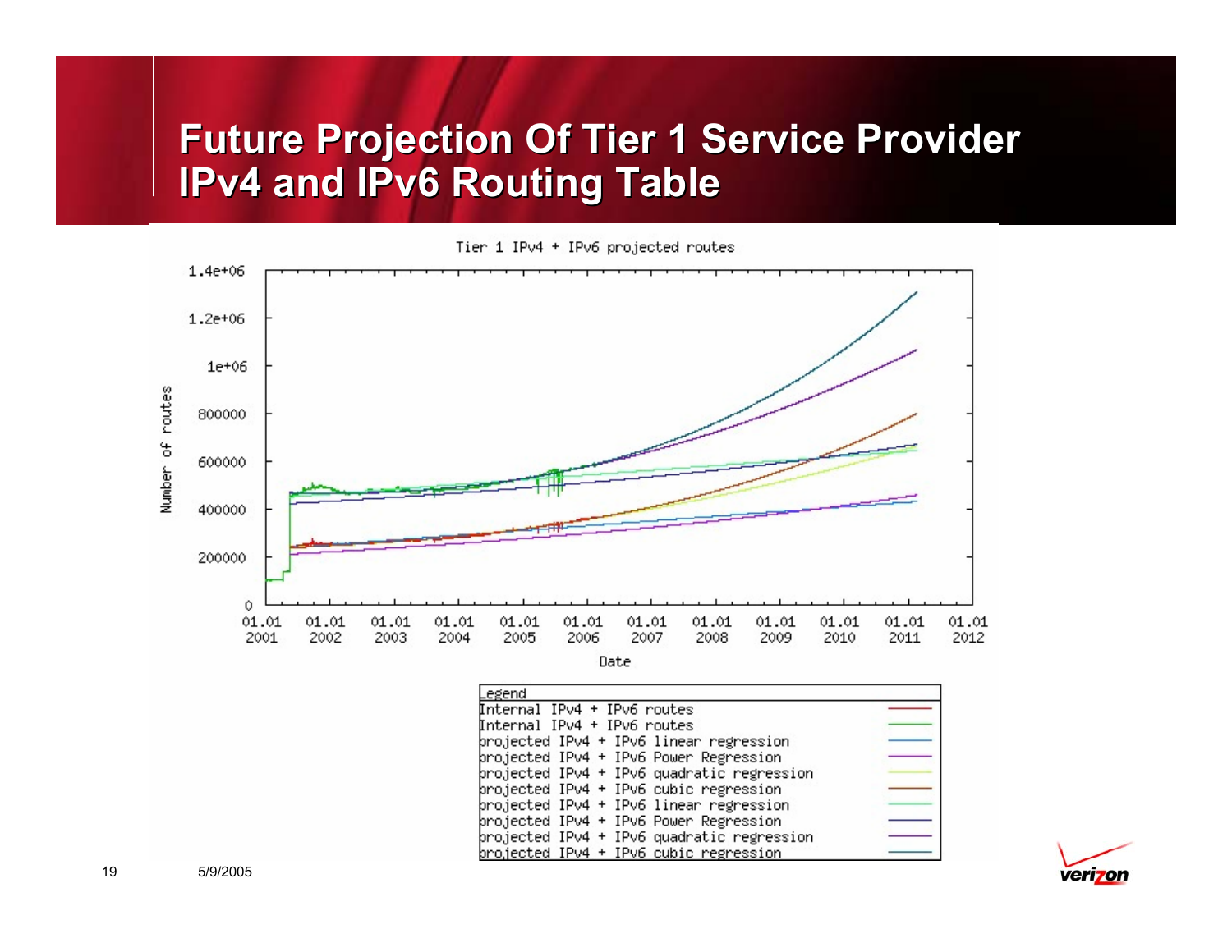# Future Projection Of Tier 1 Service Provider IPv4 and IPv6 Routing Table

Tier 1 IPv4 + IPv6 projected routes

Number of routes: 0, 200000, 400000, 600000, 800000, 1e+06, 1.2e+06, 1.4e+06

Date: 01.01 2001, 01.01 2002, 01.01 2003, 01.01 2004, 01.01 2005, 01.01 2006, 01.01 2007, 01.01 2008, 01.01 2009, 01.01 2010, 01.01 2011, 01.01 2012

Legend
- Internal IPv4 + IPv6 routes
- Internal IPv4 + IPv6 routes
- projected IPv4 + IPv6 linear regression
- projected IPv4 + IPv6 Power Regression
- projected IPv4 + IPv6 quadratic regression
- projected IPv4 + IPv6 cubic regression
- projected IPv4 + IPv6 linear regression
- projected IPv4 + IPv6 Power Regression
- projected IPv4 + IPv6 quadratic regression
- projected IPv4 + IPv6 cubic regression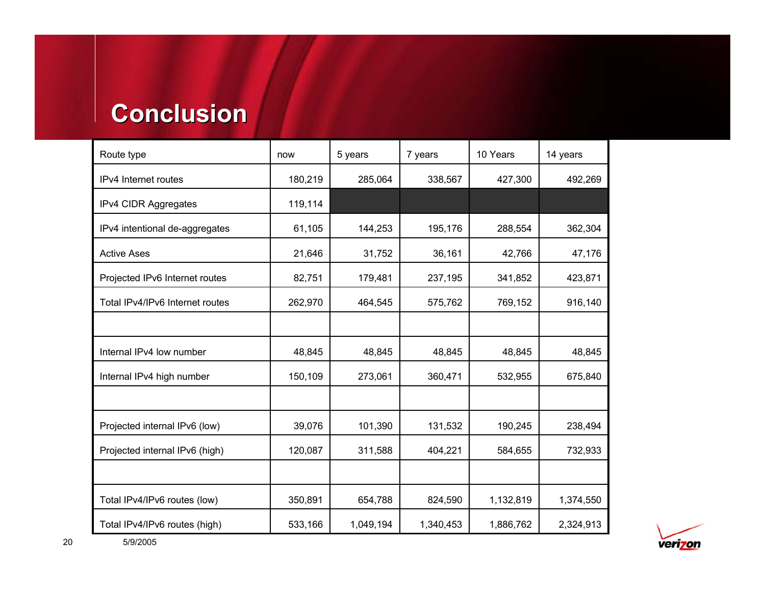# Conclusion

| Route type | now | 5 years | 7 years | 10 Years | 14 years |
|---|---|---|---|---|---|
| IPv4 Internet routes | 180,219 | 285,064 | 338,567 | 427,300 | 492,269 |
| IPv4 CIDR Aggregates | 119,114 | | | | |
| IPv4 intentional de-aggregates | 61,105 | 144,253 | 195,176 | 288,554 | 362,304 |
| Active Ases | 21,646 | 31,752 | 36,161 | 42,766 | 47,176 |
| Projected IPv6 Internet routes | 82,751 | 179,481 | 237,195 | 341,852 | 423,871 |
| Total IPv4/IPv6 Internet routes | 262,970 | 464,545 | 575,762 | 769,152 | 916,140 |
| | | | | | |
| Internal IPv4 low number | 48,845 | 48,845 | 48,845 | 48,845 | 48,845 |
| Internal IPv4 high number | 150,109 | 273,061 | 360,471 | 532,955 | 675,840 |
| | | | | | |
| Projected internal IPv6 (low) | 39,076 | 101,390 | 131,532 | 190,245 | 238,494 |
| Projected internal IPv6 (high) | 120,087 | 311,588 | 404,221 | 584,655 | 732,933 |
| | | | | | |
| Total IPv4/IPv6 routes (low) | 350,891 | 654,788 | 824,590 | 1,132,819 | 1,374,550 |
| Total IPv4/IPv6 routes (high) | 533,166 | 1,049,194 | 1,340,453 | 1,886,762 | 2,324,913 |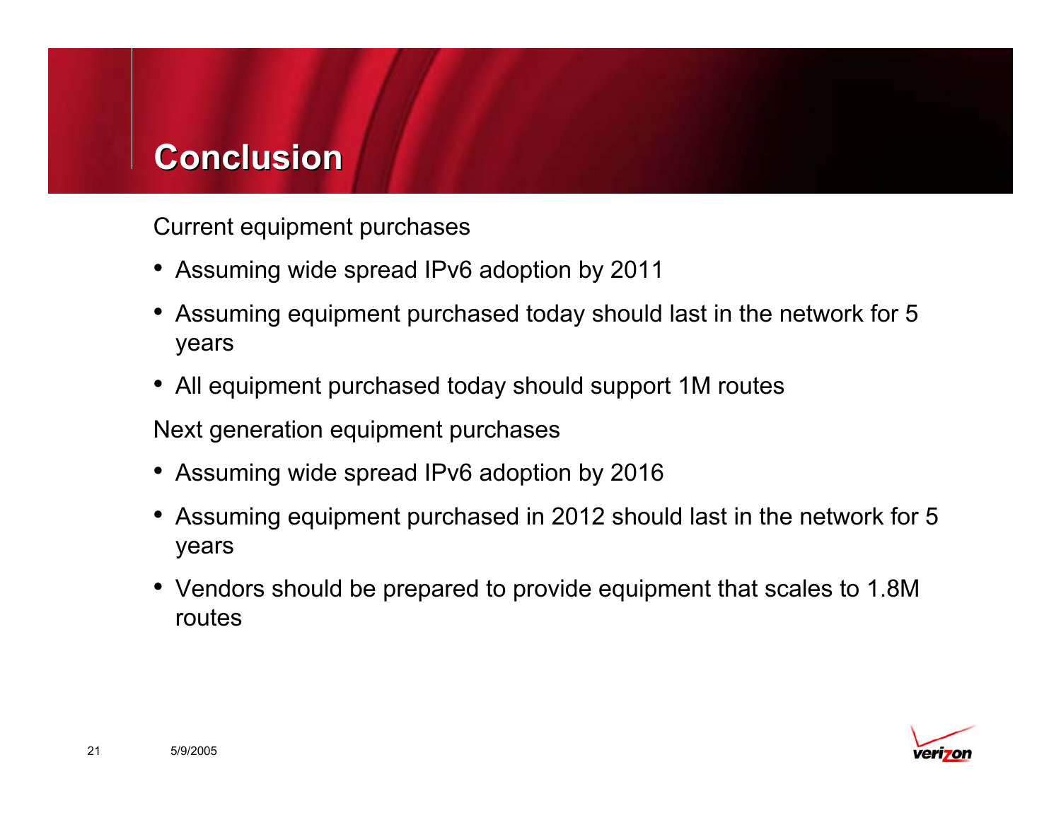# Conclusion

Current equipment purchases

- Assuming wide spread IPv6 adoption by 2011
- Assuming equipment purchased today should last in the network for 5 years
- All equipment purchased today should support 1M routes

Next generation equipment purchases

- Assuming wide spread IPv6 adoption by 2016
- Assuming equipment purchased in 2012 should last in the network for 5 years
- Vendors should be prepared to provide equipment that scales to 1.8M routes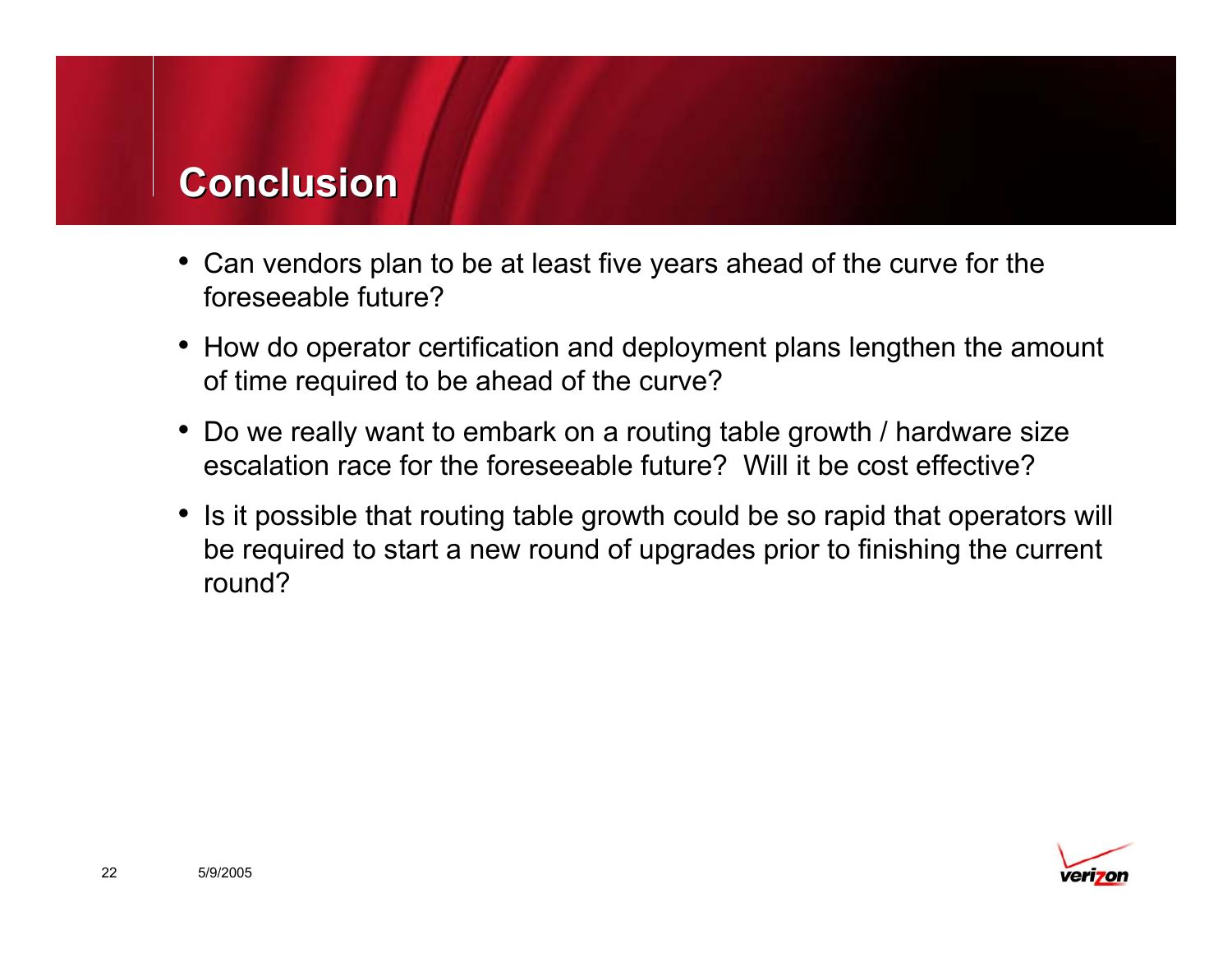# Conclusion

- Can vendors plan to be at least five years ahead of the curve for the foreseeable future?
- How do operator certification and deployment plans lengthen the amount of time required to be ahead of the curve?
- Do we really want to embark on a routing table growth / hardware size escalation race for the foreseeable future? Will it be cost effective?
- Is it possible that routing table growth could be so rapid that operators will be required to start a new round of upgrades prior to finishing the current round?